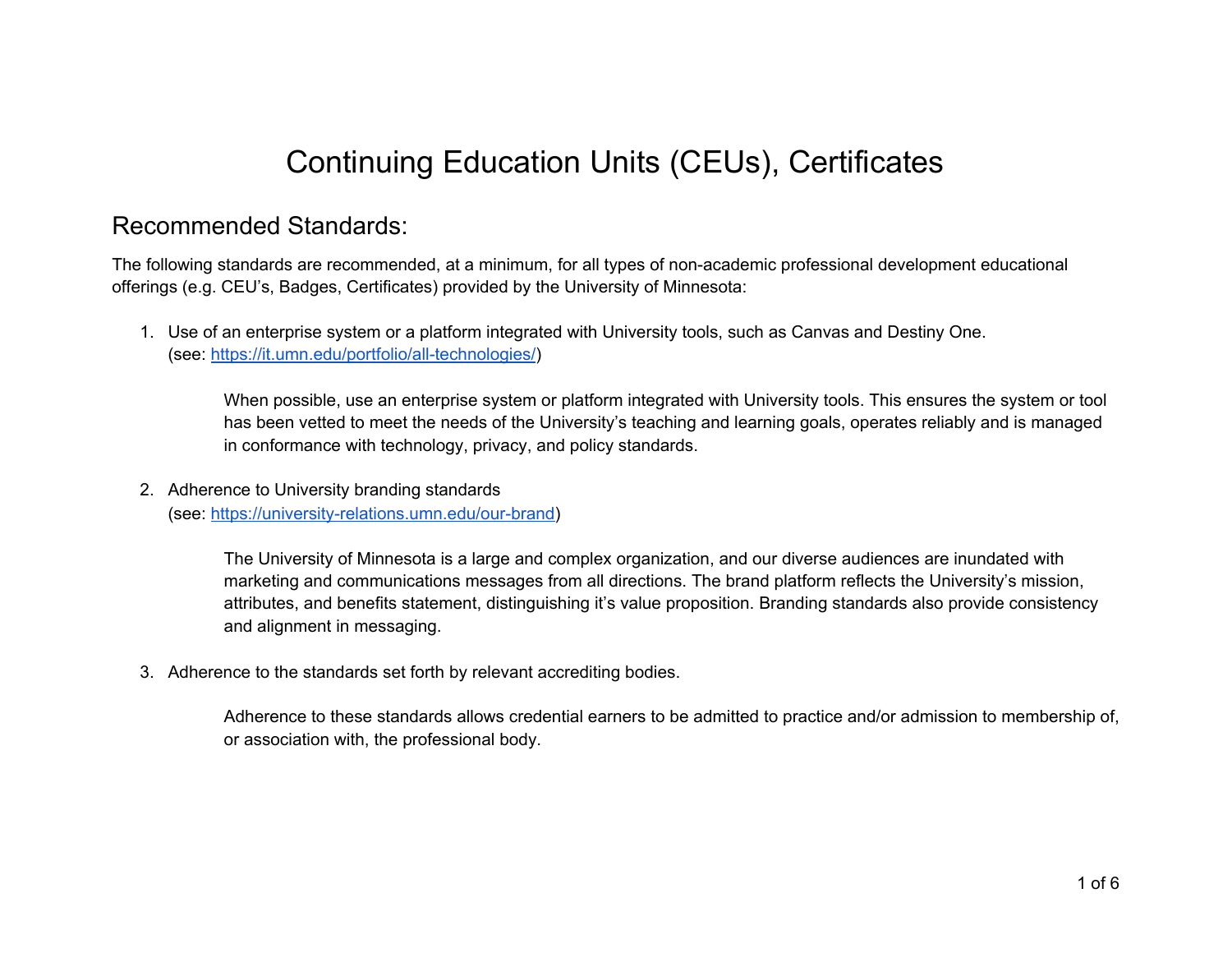# Continuing Education Units (CEUs), Certificates

## Recommended Standards:

The following standards are recommended, at a minimum, for all types of non-academic professional development educational offerings (e.g. CEU's, Badges, Certificates) provided by the University of Minnesota:

1. Use of an enterprise system or a platform integrated with University tools, such as Canvas and Destiny One. (see: https://it.umn.edu/portfolio/all-technologies/)

   When possible, use an enterprise system or platform integrated with University tools. This ensures the system or tool has been vetted to meet the needs of the University's teaching and learning goals, operates reliably and is managed in conformance with technology, privacy, and policy standards.

2. Adherence to University branding standards (see: https://university-relations.umn.edu/our-brand)

   The University of Minnesota is a large and complex organization, and our diverse audiences are inundated with marketing and communications messages from all directions. The brand platform reflects the University's mission, attributes, and benefits statement, distinguishing it's value proposition. Branding standards also provide consistency and alignment in messaging.

3. Adherence to the standards set forth by relevant accrediting bodies.

   Adherence to these standards allows credential earners to be admitted to practice and/or admission to membership of, or association with, the professional body.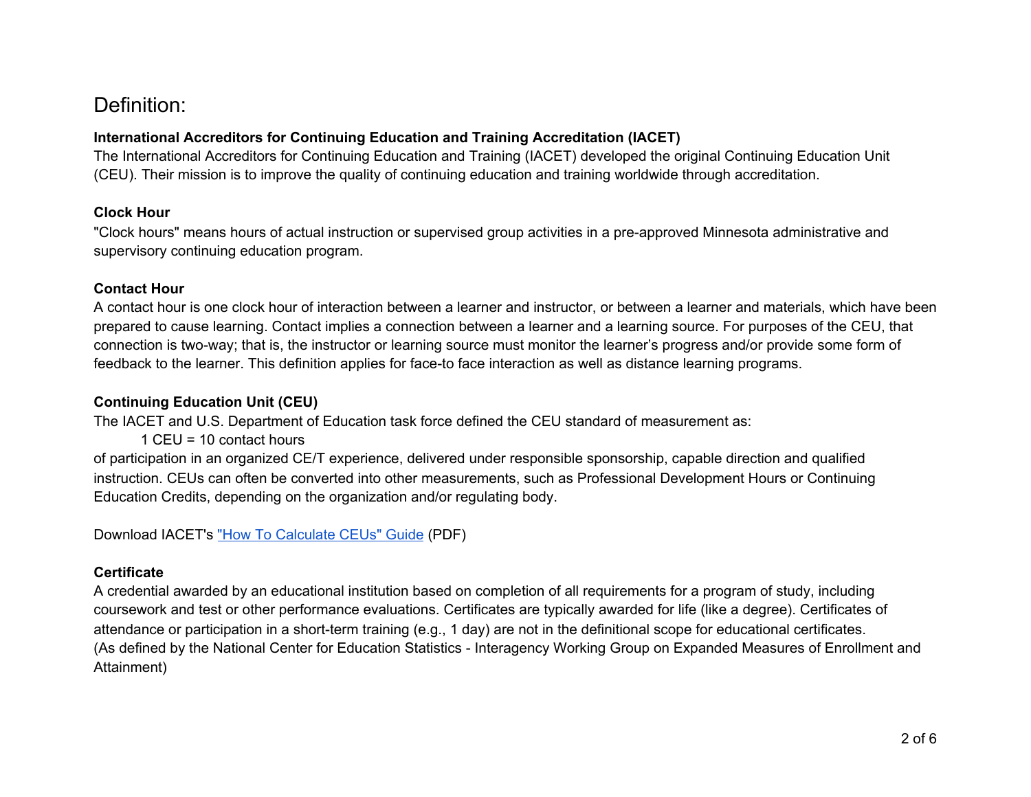# Definition:

**International Accreditors for Continuing Education and Training Accreditation (IACET)**
The International Accreditors for Continuing Education and Training (IACET) developed the original Continuing Education Unit (CEU). Their mission is to improve the quality of continuing education and training worldwide through accreditation.

**Clock Hour**
"Clock hours" means hours of actual instruction or supervised group activities in a pre-approved Minnesota administrative and supervisory continuing education program.

**Contact Hour**
A contact hour is one clock hour of interaction between a learner and instructor, or between a learner and materials, which have been prepared to cause learning. Contact implies a connection between a learner and a learning source. For purposes of the CEU, that connection is two-way; that is, the instructor or learning source must monitor the learner's progress and/or provide some form of feedback to the learner. This definition applies for face-to face interaction as well as distance learning programs.

**Continuing Education Unit (CEU)**
The IACET and U.S. Department of Education task force defined the CEU standard of measurement as:

1 CEU = 10 contact hours

of participation in an organized CE/T experience, delivered under responsible sponsorship, capable direction and qualified instruction. CEUs can often be converted into other measurements, such as Professional Development Hours or Continuing Education Credits, depending on the organization and/or regulating body.

Download IACET's "How To Calculate CEUs" Guide (PDF)

**Certificate**
A credential awarded by an educational institution based on completion of all requirements for a program of study, including coursework and test or other performance evaluations. Certificates are typically awarded for life (like a degree). Certificates of attendance or participation in a short-term training (e.g., 1 day) are not in the definitional scope for educational certificates.
(As defined by the National Center for Education Statistics - Interagency Working Group on Expanded Measures of Enrollment and Attainment)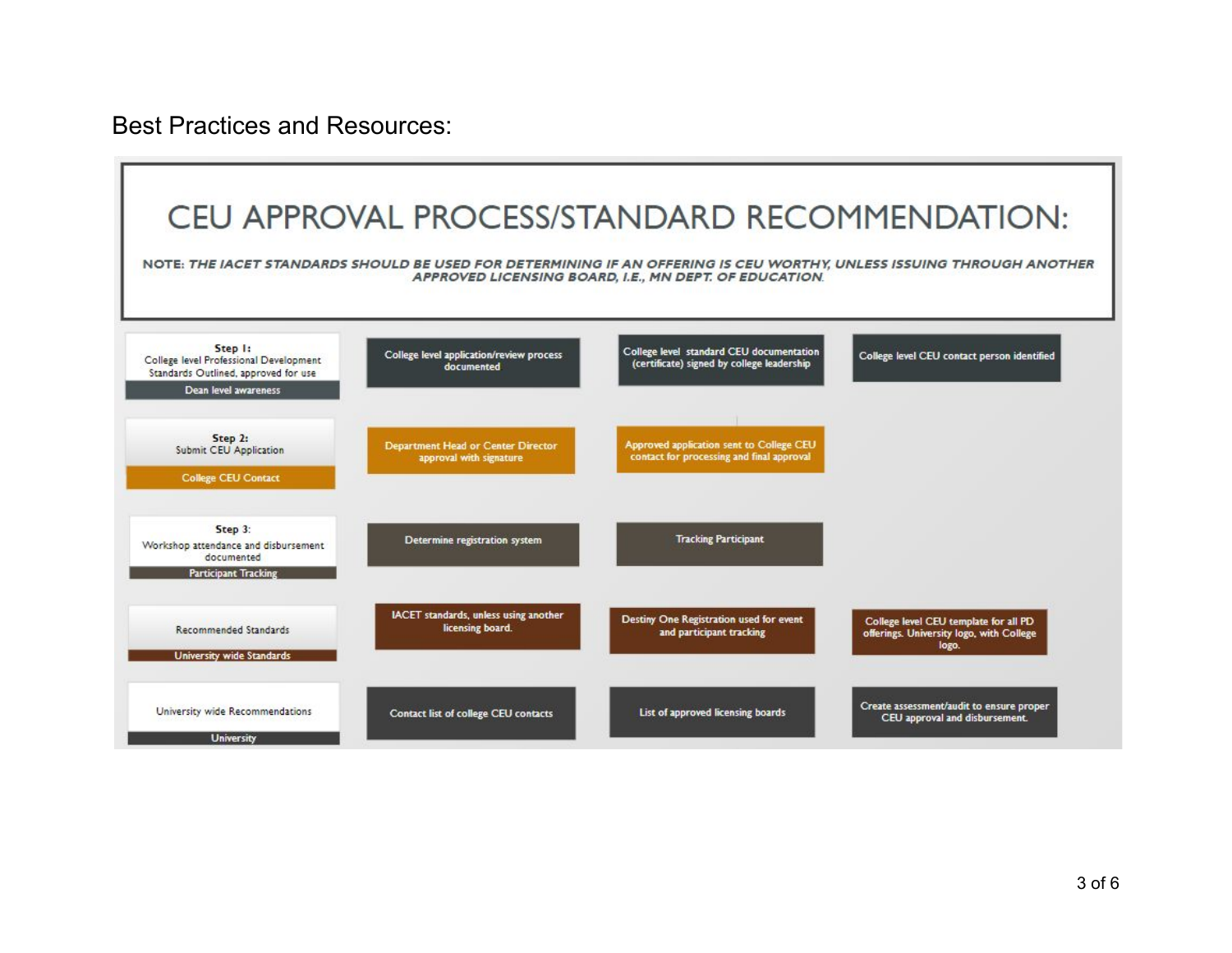Best Practices and Resources:

# CEU APPROVAL PROCESS/STANDARD RECOMMENDATION:

**NOTE:** ***THE IACET STANDARDS SHOULD BE USED FOR DETERMINING IF AN OFFERING IS CEU WORTHY, UNLESS ISSUING THROUGH ANOTHER APPROVED LICENSING BOARD, I.E., MN DEPT. OF EDUCATION.***

| | | | |
|---|---|---|---|
| **Step 1:** College level Professional Development Standards Outlined, approved for use — Dean level awareness | College level application/review process documented | College level standard CEU documentation (certificate) signed by college leadership | College level CEU contact person identified |
| **Step 2:** Submit CEU Application — College CEU Contact | Department Head or Center Director approval with signature | Approved application sent to College CEU contact for processing and final approval | |
| **Step 3:** Workshop attendance and disbursement documented — Participant Tracking | Determine registration system | Tracking Participant | |
| Recommended Standards — University wide Standards | IACET standards, unless using another licensing board. | Destiny One Registration used for event and participant tracking | College level CEU template for all PD offerings. University logo, with College logo. |
| University wide Recommendations — University | Contact list of college CEU contacts | List of approved licensing boards | Create assessment/audit to ensure proper CEU approval and disbursement. |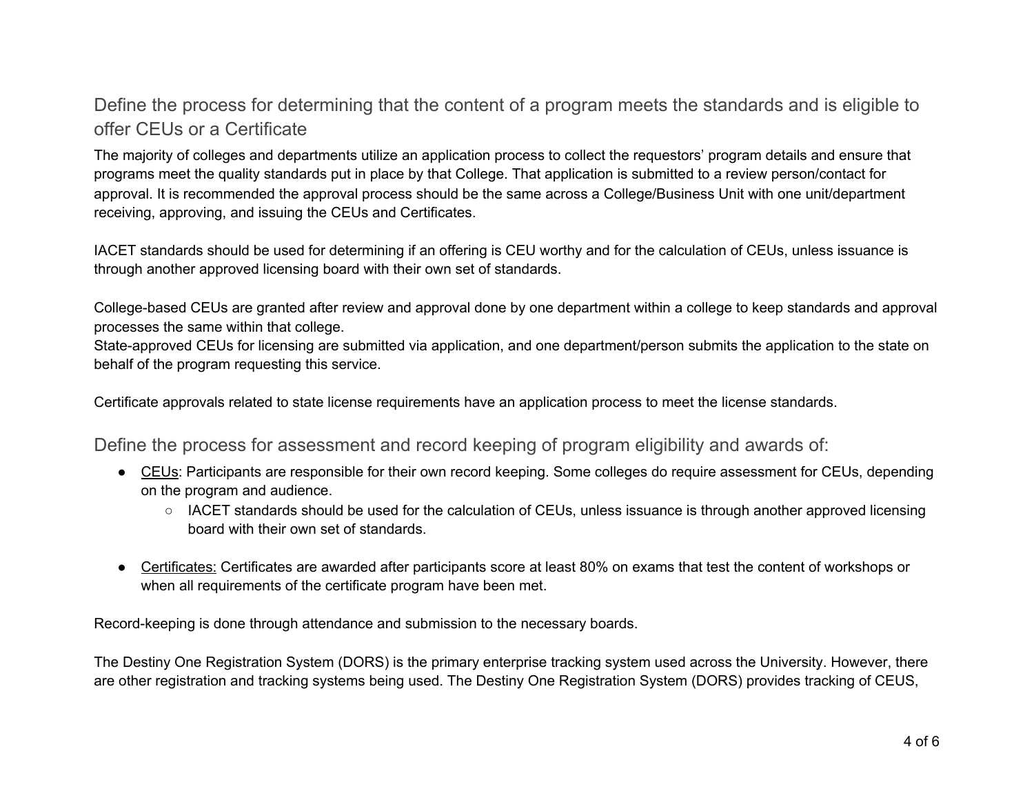## Define the process for determining that the content of a program meets the standards and is eligible to offer CEUs or a Certificate

The majority of colleges and departments utilize an application process to collect the requestors' program details and ensure that programs meet the quality standards put in place by that College. That application is submitted to a review person/contact for approval. It is recommended the approval process should be the same across a College/Business Unit with one unit/department receiving, approving, and issuing the CEUs and Certificates.

IACET standards should be used for determining if an offering is CEU worthy and for the calculation of CEUs, unless issuance is through another approved licensing board with their own set of standards.

College-based CEUs are granted after review and approval done by one department within a college to keep standards and approval processes the same within that college.
State-approved CEUs for licensing are submitted via application, and one department/person submits the application to the state on behalf of the program requesting this service.

Certificate approvals related to state license requirements have an application process to meet the license standards.

## Define the process for assessment and record keeping of program eligibility and awards of:

- <u>CEUs</u>: Participants are responsible for their own record keeping. Some colleges do require assessment for CEUs, depending on the program and audience.
    - IACET standards should be used for the calculation of CEUs, unless issuance is through another approved licensing board with their own set of standards.

- <u>Certificates:</u> Certificates are awarded after participants score at least 80% on exams that test the content of workshops or when all requirements of the certificate program have been met.

Record-keeping is done through attendance and submission to the necessary boards.

The Destiny One Registration System (DORS) is the primary enterprise tracking system used across the University. However, there are other registration and tracking systems being used. The Destiny One Registration System (DORS) provides tracking of CEUS,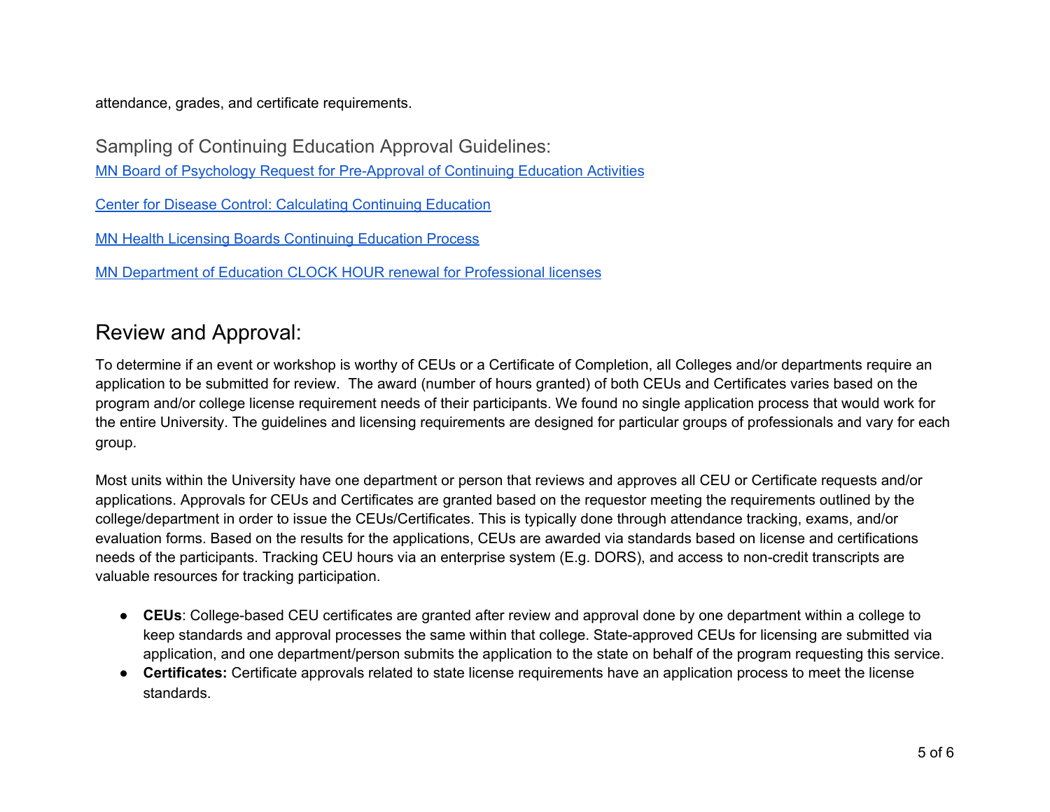attendance, grades, and certificate requirements.

### Sampling of Continuing Education Approval Guidelines:

MN Board of Psychology Request for Pre-Approval of Continuing Education Activities

Center for Disease Control: Calculating Continuing Education

MN Health Licensing Boards Continuing Education Process

MN Department of Education CLOCK HOUR renewal for Professional licenses

## Review and Approval:

To determine if an event or workshop is worthy of CEUs or a Certificate of Completion, all Colleges and/or departments require an application to be submitted for review. The award (number of hours granted) of both CEUs and Certificates varies based on the program and/or college license requirement needs of their participants. We found no single application process that would work for the entire University. The guidelines and licensing requirements are designed for particular groups of professionals and vary for each group.

Most units within the University have one department or person that reviews and approves all CEU or Certificate requests and/or applications. Approvals for CEUs and Certificates are granted based on the requestor meeting the requirements outlined by the college/department in order to issue the CEUs/Certificates. This is typically done through attendance tracking, exams, and/or evaluation forms. Based on the results for the applications, CEUs are awarded via standards based on license and certifications needs of the participants. Tracking CEU hours via an enterprise system (E.g. DORS), and access to non-credit transcripts are valuable resources for tracking participation.

- **CEUs**: College-based CEU certificates are granted after review and approval done by one department within a college to keep standards and approval processes the same within that college. State-approved CEUs for licensing are submitted via application, and one department/person submits the application to the state on behalf of the program requesting this service.
- **Certificates:** Certificate approvals related to state license requirements have an application process to meet the license standards.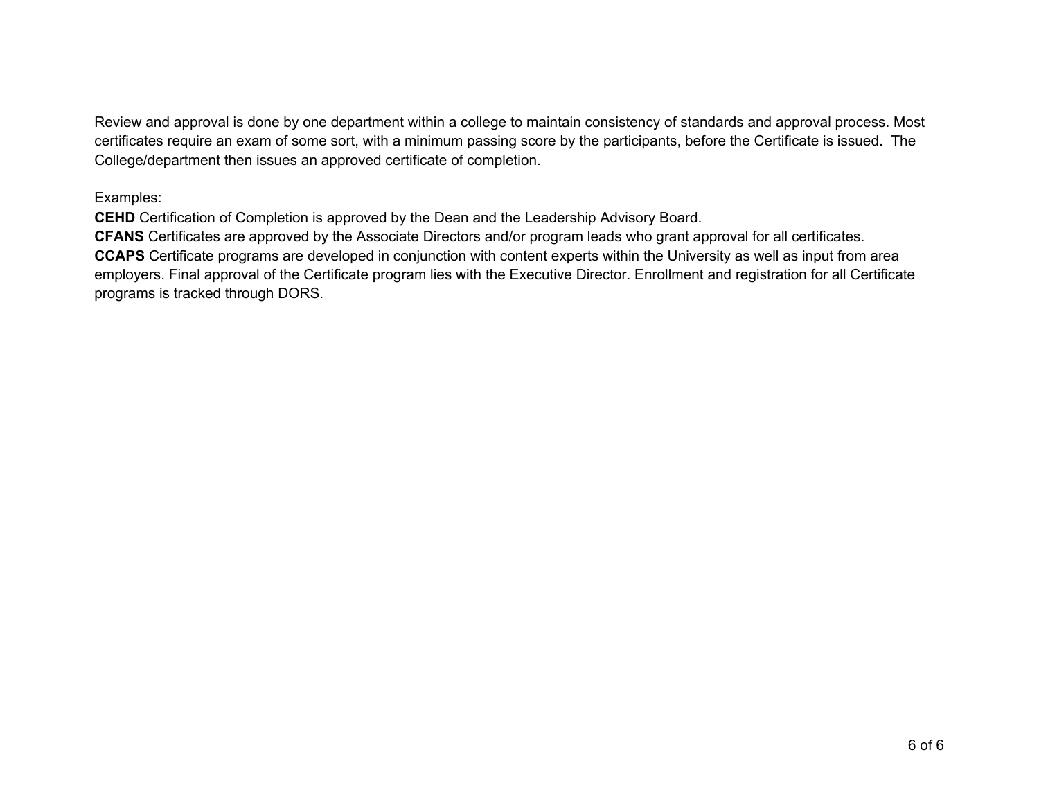Review and approval is done by one department within a college to maintain consistency of standards and approval process. Most certificates require an exam of some sort, with a minimum passing score by the participants, before the Certificate is issued. The College/department then issues an approved certificate of completion.

Examples:

**CEHD** Certification of Completion is approved by the Dean and the Leadership Advisory Board.

**CFANS** Certificates are approved by the Associate Directors and/or program leads who grant approval for all certificates.

**CCAPS** Certificate programs are developed in conjunction with content experts within the University as well as input from area employers. Final approval of the Certificate program lies with the Executive Director. Enrollment and registration for all Certificate programs is tracked through DORS.